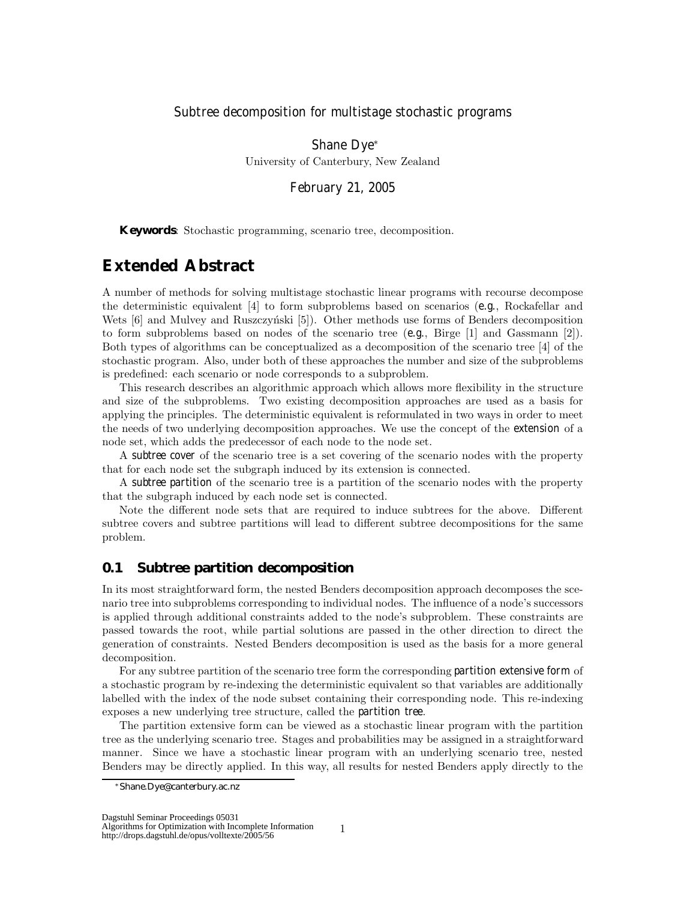# Subtree decomposition for multistage stochastic programs

Shane Dye*

University of Canterbury, New Zealand

February 21, 2005

**Keywords**: Stochastic programming, scenario tree, decomposition.

## Extended Abstract

A number of methods for solving multistage stochastic linear programs with recourse decompose the deterministic equivalent [4] to form subproblems based on scenarios (*e.g.*, Rockafellar and Wets [6] and Mulvey and Ruszczyński [5]). Other methods use forms of Benders decomposition to form subproblems based on nodes of the scenario tree (*e.g.*, Birge [1] and Gassmann [2]). Both types of algorithms can be conceptualized as a decomposition of the scenario tree [4] of the stochastic program. Also, under both of these approaches the number and size of the subproblems is predefined: each scenario or node corresponds to a subproblem.

This research describes an algorithmic approach which allows more flexibility in the structure and size of the subproblems. Two existing decomposition approaches are used as a basis for applying the principles. The deterministic equivalent is reformulated in two ways in order to meet the needs of two underlying decomposition approaches. We use the concept of the *extension* of a node set, which adds the predecessor of each node to the node set.

A *subtree cover* of the scenario tree is a set covering of the scenario nodes with the property that for each node set the subgraph induced by its extension is connected.

A *subtree partition* of the scenario tree is a partition of the scenario nodes with the property that the subgraph induced by each node set is connected.

Note the different node sets that are required to induce subtrees for the above. Different subtree covers and subtree partitions will lead to different subtree decompositions for the same problem.

### 0.1 Subtree partition decomposition

In its most straightforward form, the nested Benders decomposition approach decomposes the scenario tree into subproblems corresponding to individual nodes. The influence of a node's successors is applied through additional constraints added to the node's subproblem. These constraints are passed towards the root, while partial solutions are passed in the other direction to direct the generation of constraints. Nested Benders decomposition is used as the basis for a more general decomposition.

For any subtree partition of the scenario tree form the corresponding *partition extensive form* of a stochastic program by re-indexing the deterministic equivalent so that variables are additionally labelled with the index of the node subset containing their corresponding node. This re-indexing exposes a new underlying tree structure, called the *partition tree*.

The partition extensive form can be viewed as a stochastic linear program with the partition tree as the underlying scenario tree. Stages and probabilities may be assigned in a straightforward manner. Since we have a stochastic linear program with an underlying scenario tree, nested Benders may be directly applied. In this way, all results for nested Benders apply directly to the

*Shane.Dye@canterbury.ac.nz

Dagstuhl Seminar Proceedings 05031
Algorithms for Optimization with Incomplete Information
http://drops.dagstuhl.de/opus/volltexte/2005/56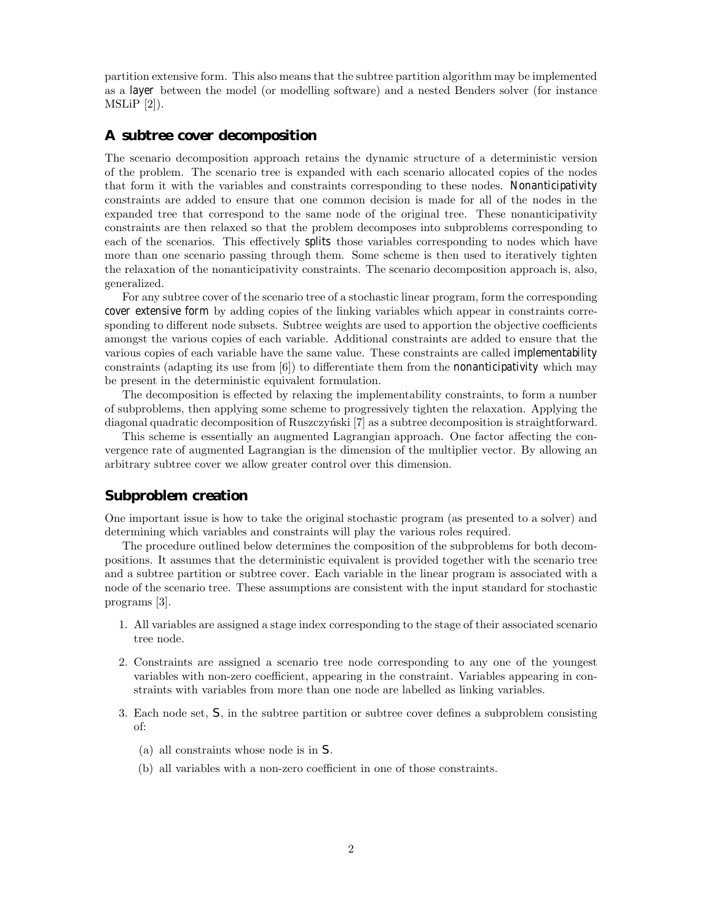partition extensive form. This also means that the subtree partition algorithm may be implemented as a *layer* between the model (or modelling software) and a nested Benders solver (for instance MSLiP [2]).

## A subtree cover decomposition

The scenario decomposition approach retains the dynamic structure of a deterministic version of the problem. The scenario tree is expanded with each scenario allocated copies of the nodes that form it with the variables and constraints corresponding to these nodes. *Nonanticipativity* constraints are added to ensure that one common decision is made for all of the nodes in the expanded tree that correspond to the same node of the original tree. These nonanticipativity constraints are then relaxed so that the problem decomposes into subproblems corresponding to each of the scenarios. This effectively *splits* those variables corresponding to nodes which have more than one scenario passing through them. Some scheme is then used to iteratively tighten the relaxation of the nonanticipativity constraints. The scenario decomposition approach is, also, generalized.

For any subtree cover of the scenario tree of a stochastic linear program, form the corresponding *cover extensive form* by adding copies of the linking variables which appear in constraints corresponding to different node subsets. Subtree weights are used to apportion the objective coefficients amongst the various copies of each variable. Additional constraints are added to ensure that the various copies of each variable have the same value. These constraints are called *implementability* constraints (adapting its use from [6]) to differentiate them from the *nonanticipativity* which may be present in the deterministic equivalent formulation.

The decomposition is effected by relaxing the implementability constraints, to form a number of subproblems, then applying some scheme to progressively tighten the relaxation. Applying the diagonal quadratic decomposition of Ruszczyński [7] as a subtree decomposition is straightforward.

This scheme is essentially an augmented Lagrangian approach. One factor affecting the convergence rate of augmented Lagrangian is the dimension of the multiplier vector. By allowing an arbitrary subtree cover we allow greater control over this dimension.

## Subproblem creation

One important issue is how to take the original stochastic program (as presented to a solver) and determining which variables and constraints will play the various roles required.

The procedure outlined below determines the composition of the subproblems for both decompositions. It assumes that the deterministic equivalent is provided together with the scenario tree and a subtree partition or subtree cover. Each variable in the linear program is associated with a node of the scenario tree. These assumptions are consistent with the input standard for stochastic programs [3].

1. All variables are assigned a stage index corresponding to the stage of their associated scenario tree node.
2. Constraints are assigned a scenario tree node corresponding to any one of the youngest variables with non-zero coefficient, appearing in the constraint. Variables appearing in constraints with variables from more than one node are labelled as linking variables.
3. Each node set, $S$, in the subtree partition or subtree cover defines a subproblem consisting of:
   (a) all constraints whose node is in $S$.
   (b) all variables with a non-zero coefficient in one of those constraints.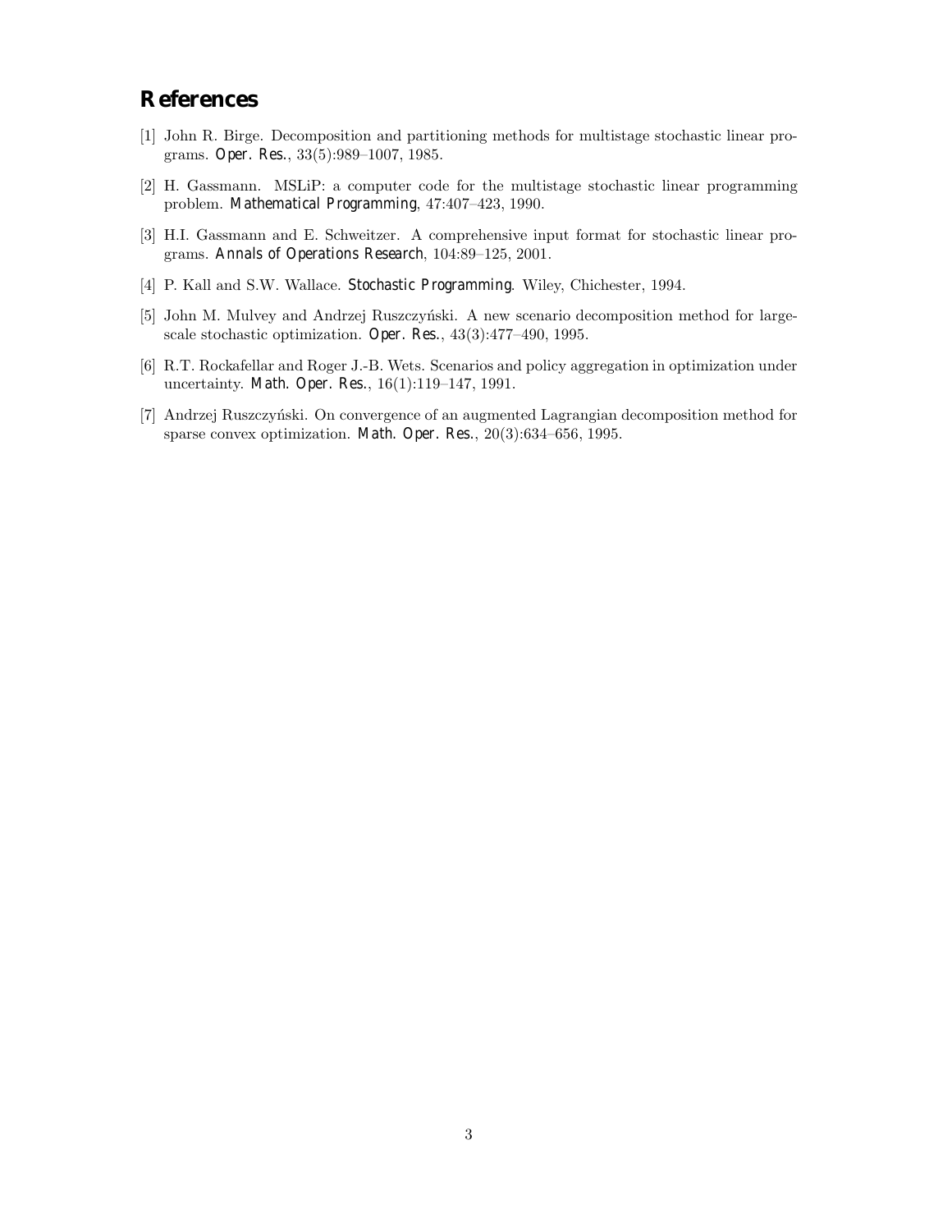## References

[1] John R. Birge. Decomposition and partitioning methods for multistage stochastic linear programs. *Oper. Res.*, 33(5):989–1007, 1985.

[2] H. Gassmann. MSLiP: a computer code for the multistage stochastic linear programming problem. *Mathematical Programming*, 47:407–423, 1990.

[3] H.I. Gassmann and E. Schweitzer. A comprehensive input format for stochastic linear programs. *Annals of Operations Research*, 104:89–125, 2001.

[4] P. Kall and S.W. Wallace. *Stochastic Programming*. Wiley, Chichester, 1994.

[5] John M. Mulvey and Andrzej Ruszczyński. A new scenario decomposition method for large-scale stochastic optimization. *Oper. Res.*, 43(3):477–490, 1995.

[6] R.T. Rockafellar and Roger J.-B. Wets. Scenarios and policy aggregation in optimization under uncertainty. *Math. Oper. Res.*, 16(1):119–147, 1991.

[7] Andrzej Ruszczyński. On convergence of an augmented Lagrangian decomposition method for sparse convex optimization. *Math. Oper. Res.*, 20(3):634–656, 1995.